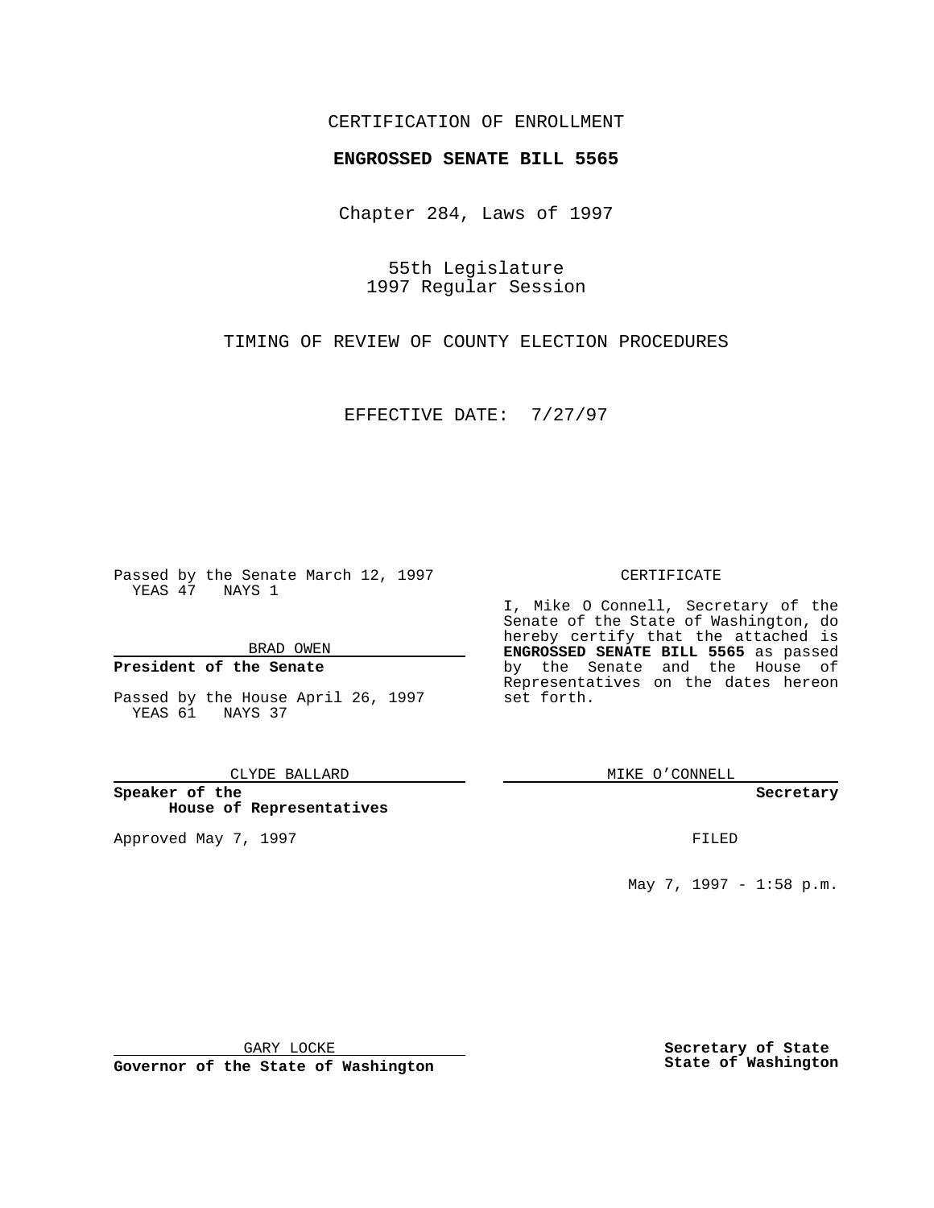CERTIFICATION OF ENROLLMENT

**ENGROSSED SENATE BILL 5565**

Chapter 284, Laws of 1997

55th Legislature
1997 Regular Session

TIMING OF REVIEW OF COUNTY ELECTION PROCEDURES

EFFECTIVE DATE: 7/27/97

Passed by the Senate March 12, 1997
YEAS 47 NAYS 1

BRAD OWEN

**President of the Senate**

Passed by the House April 26, 1997
YEAS 61 NAYS 37

CLYDE BALLARD

**Speaker of the House of Representatives**

Approved May 7, 1997

GARY LOCKE

**Governor of the State of Washington**

CERTIFICATE

I, Mike O Connell, Secretary of the Senate of the State of Washington, do hereby certify that the attached is **ENGROSSED SENATE BILL 5565** as passed by the Senate and the House of Representatives on the dates hereon set forth.

MIKE O'CONNELL

**Secretary**

FILED

May 7, 1997 - 1:58 p.m.

**Secretary of State State of Washington**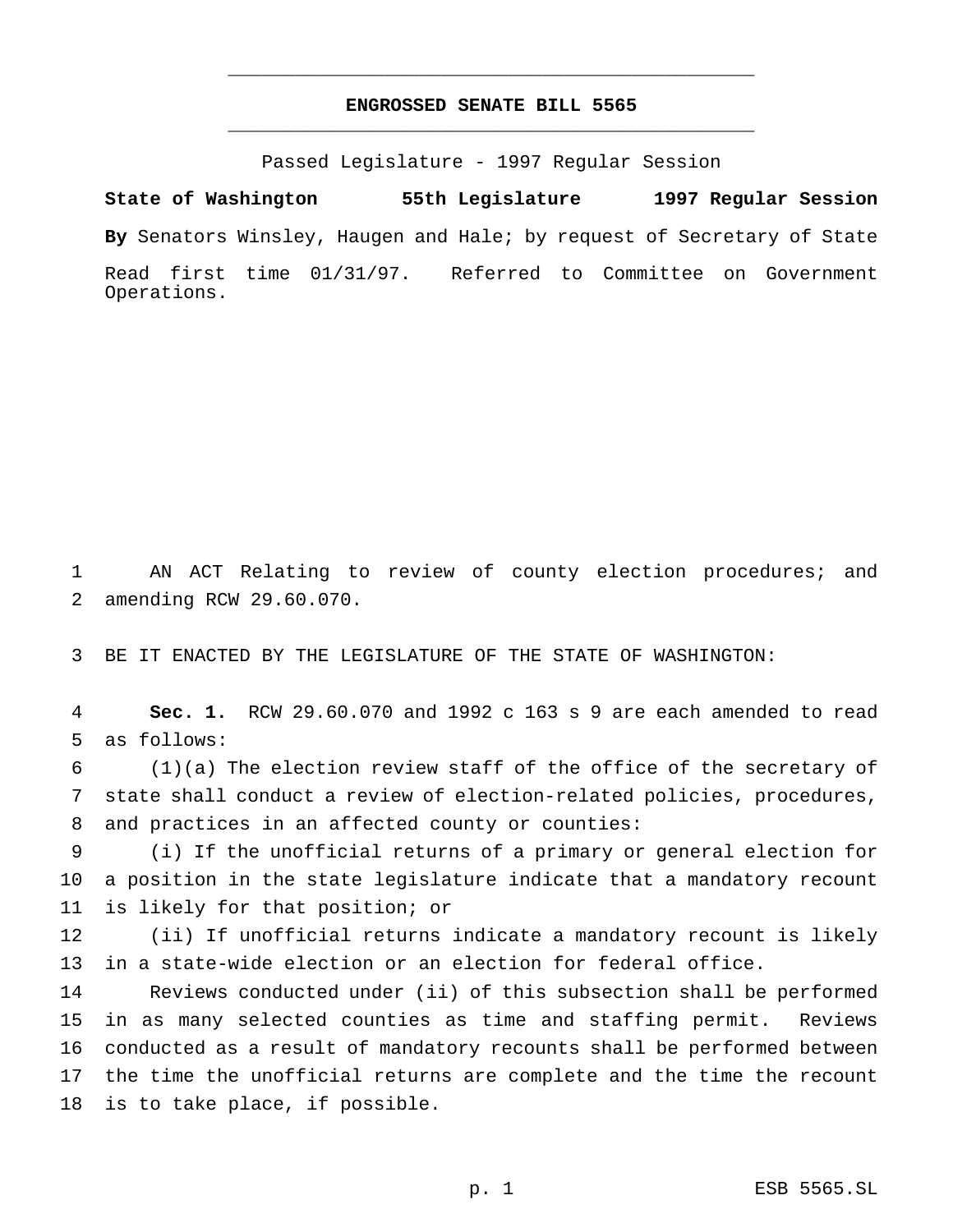# ENGROSSED SENATE BILL 5565

Passed Legislature - 1997 Regular Session

**State of Washington 55th Legislature 1997 Regular Session**

**By** Senators Winsley, Haugen and Hale; by request of Secretary of State

Read first time 01/31/97. Referred to Committee on Government Operations.

AN ACT Relating to review of county election procedures; and amending RCW 29.60.070.

BE IT ENACTED BY THE LEGISLATURE OF THE STATE OF WASHINGTON:

**Sec. 1.** RCW 29.60.070 and 1992 c 163 s 9 are each amended to read as follows:

(1)(a) The election review staff of the office of the secretary of state shall conduct a review of election-related policies, procedures, and practices in an affected county or counties:

(i) If the unofficial returns of a primary or general election for a position in the state legislature indicate that a mandatory recount is likely for that position; or

(ii) If unofficial returns indicate a mandatory recount is likely in a state-wide election or an election for federal office.

Reviews conducted under (ii) of this subsection shall be performed in as many selected counties as time and staffing permit. Reviews conducted as a result of mandatory recounts shall be performed between the time the unofficial returns are complete and the time the recount is to take place, if possible.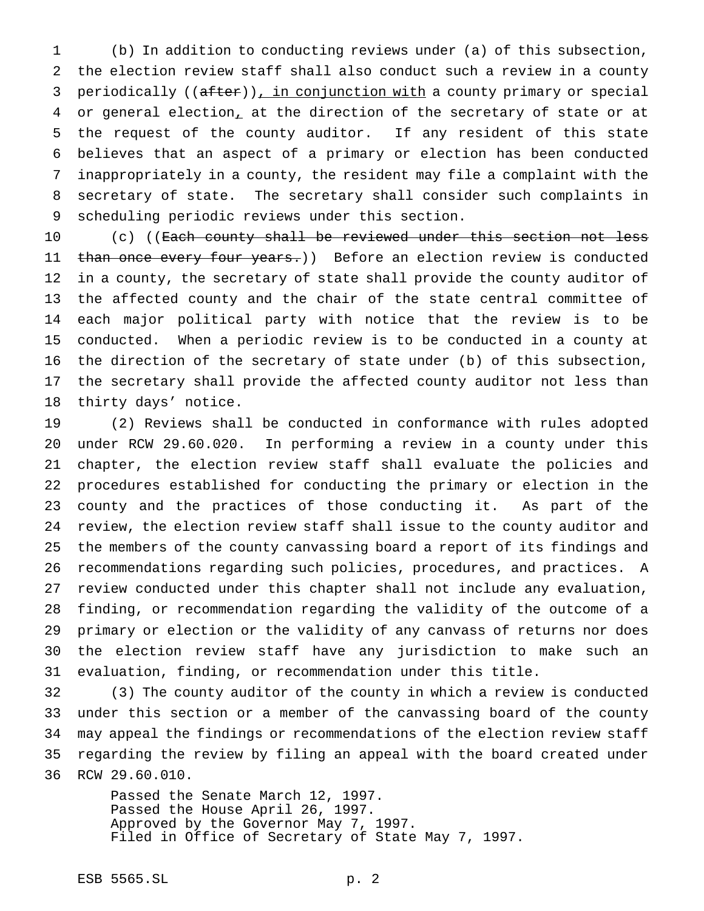(b) In addition to conducting reviews under (a) of this subsection, the election review staff shall also conduct such a review in a county periodically ((~~after~~)), in conjunction with a county primary or special or general election, at the direction of the secretary of state or at the request of the county auditor. If any resident of this state believes that an aspect of a primary or election has been conducted inappropriately in a county, the resident may file a complaint with the secretary of state. The secretary shall consider such complaints in scheduling periodic reviews under this section.

(c) ((~~Each county shall be reviewed under this section not less than once every four years.~~)) Before an election review is conducted in a county, the secretary of state shall provide the county auditor of the affected county and the chair of the state central committee of each major political party with notice that the review is to be conducted. When a periodic review is to be conducted in a county at the direction of the secretary of state under (b) of this subsection, the secretary shall provide the affected county auditor not less than thirty days' notice.

(2) Reviews shall be conducted in conformance with rules adopted under RCW 29.60.020. In performing a review in a county under this chapter, the election review staff shall evaluate the policies and procedures established for conducting the primary or election in the county and the practices of those conducting it. As part of the review, the election review staff shall issue to the county auditor and the members of the county canvassing board a report of its findings and recommendations regarding such policies, procedures, and practices. A review conducted under this chapter shall not include any evaluation, finding, or recommendation regarding the validity of the outcome of a primary or election or the validity of any canvass of returns nor does the election review staff have any jurisdiction to make such an evaluation, finding, or recommendation under this title.

(3) The county auditor of the county in which a review is conducted under this section or a member of the canvassing board of the county may appeal the findings or recommendations of the election review staff regarding the review by filing an appeal with the board created under RCW 29.60.010.

Passed the Senate March 12, 1997.
Passed the House April 26, 1997.
Approved by the Governor May 7, 1997.
Filed in Office of Secretary of State May 7, 1997.